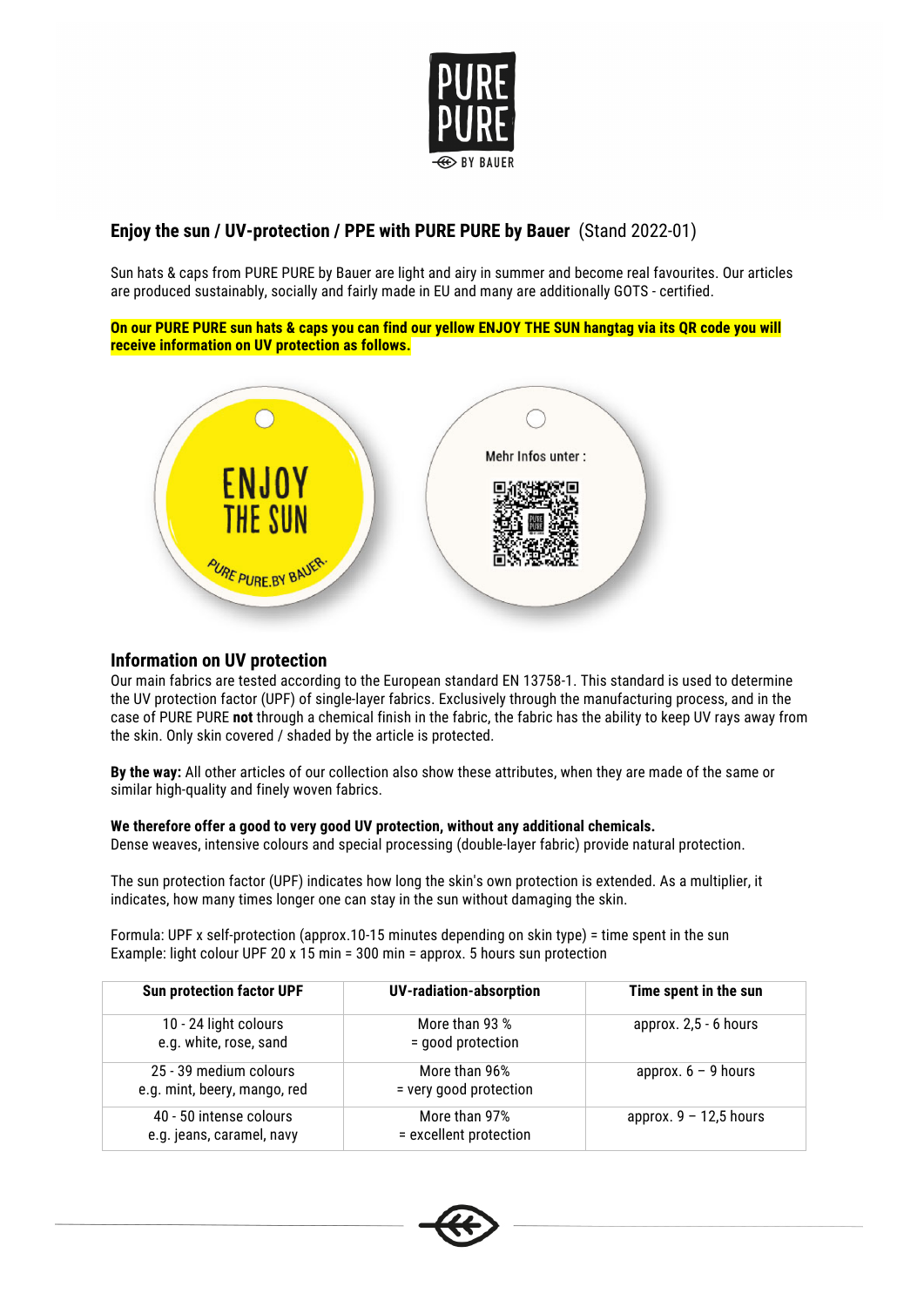## Enjoy the sun / UV-protection / PPE with PURE PURE by Bauer (Stand 2022-01)

Sun hats & caps from PURE PURE by Bauer are light and airy in summer and become real favourites. Our articles are produced sustainably, socially and fairly made in EU and many are additionally GOTS - certified.

**On our PURE PURE sun hats & caps you can find our yellow ENJOY THE SUN hangtag via its QR code you will receive information on UV protection as follows.**

ENJOY THE SUN

PURE PURE BY BAUER

Mehr Infos unter :

### Information on UV protection

Our main fabrics are tested according to the European standard EN 13758-1. This standard is used to determine the UV protection factor (UPF) of single-layer fabrics. Exclusively through the manufacturing process, and in the case of PURE PURE **not** through a chemical finish in the fabric, the fabric has the ability to keep UV rays away from the skin. Only skin covered / shaded by the article is protected.

**By the way:** All other articles of our collection also show these attributes, when they are made of the same or similar high-quality and finely woven fabrics.

**We therefore offer a good to very good UV protection, without any additional chemicals.**
Dense weaves, intensive colours and special processing (double-layer fabric) provide natural protection.

The sun protection factor (UPF) indicates how long the skin's own protection is extended. As a multiplier, it indicates, how many times longer one can stay in the sun without damaging the skin.

Formula: UPF x self-protection (approx.10-15 minutes depending on skin type) = time spent in the sun
Example: light colour UPF 20 x 15 min = 300 min = approx. 5 hours sun protection

| Sun protection factor UPF | UV-radiation-absorption | Time spent in the sun |
|---|---|---|
| 10 - 24 light colours<br>e.g. white, rose, sand | More than 93 %<br>= good protection | approx. 2,5 - 6 hours |
| 25 - 39 medium colours<br>e.g. mint, beery, mango, red | More than 96%<br>= very good protection | approx. 6 – 9 hours |
| 40 - 50 intense colours<br>e.g. jeans, caramel, navy | More than 97%<br>= excellent protection | approx. 9 – 12,5 hours |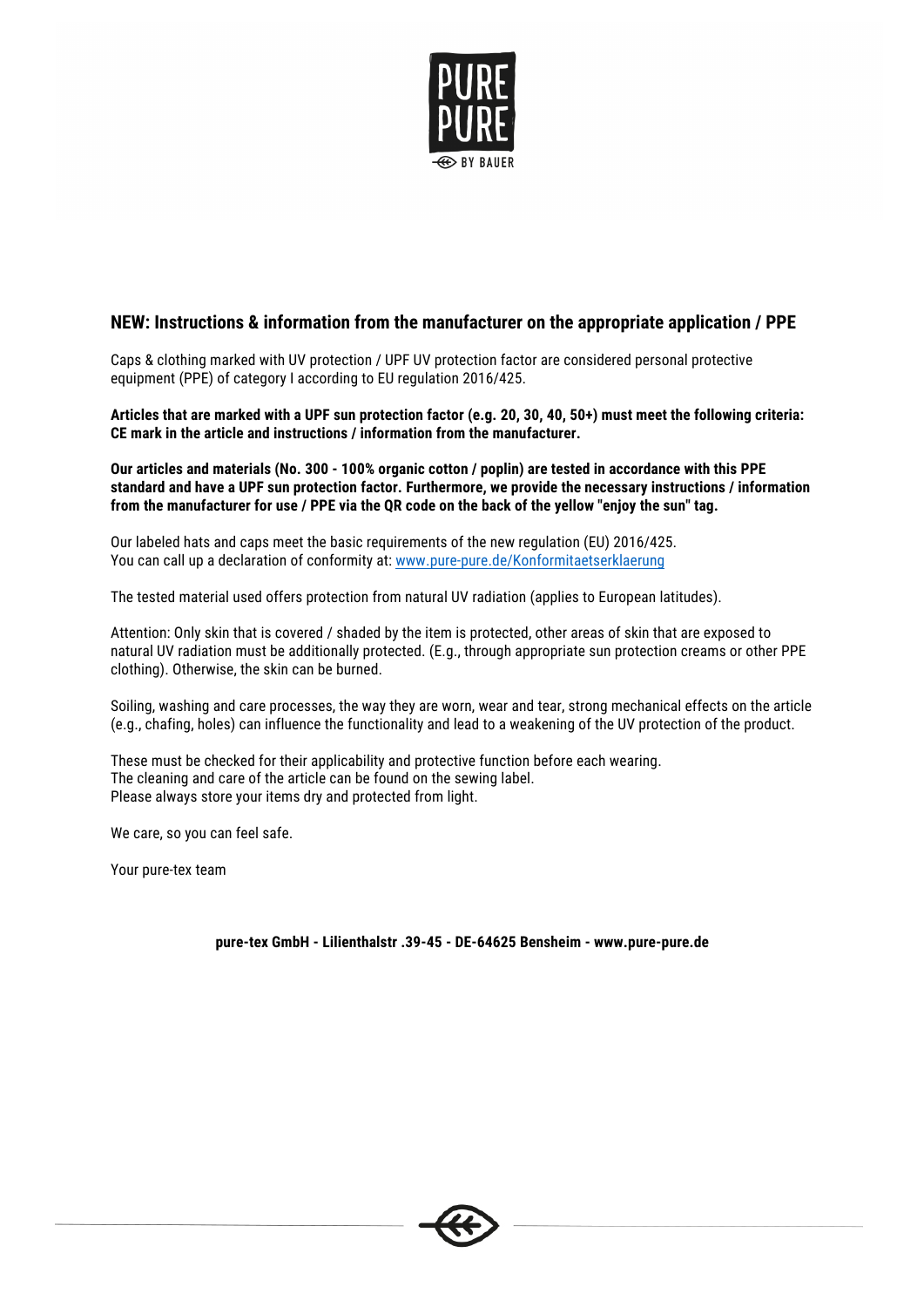## NEW: Instructions & information from the manufacturer on the appropriate application / PPE

Caps & clothing marked with UV protection / UPF UV protection factor are considered personal protective equipment (PPE) of category I according to EU regulation 2016/425.

**Articles that are marked with a UPF sun protection factor (e.g. 20, 30, 40, 50+) must meet the following criteria: CE mark in the article and instructions / information from the manufacturer.**

**Our articles and materials (No. 300 - 100% organic cotton / poplin) are tested in accordance with this PPE standard and have a UPF sun protection factor. Furthermore, we provide the necessary instructions / information from the manufacturer for use / PPE via the QR code on the back of the yellow "enjoy the sun" tag.**

Our labeled hats and caps meet the basic requirements of the new regulation (EU) 2016/425.
You can call up a declaration of conformity at: www.pure-pure.de/Konformitaetserklaerung

The tested material used offers protection from natural UV radiation (applies to European latitudes).

Attention: Only skin that is covered / shaded by the item is protected, other areas of skin that are exposed to natural UV radiation must be additionally protected. (E.g., through appropriate sun protection creams or other PPE clothing). Otherwise, the skin can be burned.

Soiling, washing and care processes, the way they are worn, wear and tear, strong mechanical effects on the article (e.g., chafing, holes) can influence the functionality and lead to a weakening of the UV protection of the product.

These must be checked for their applicability and protective function before each wearing.
The cleaning and care of the article can be found on the sewing label.
Please always store your items dry and protected from light.

We care, so you can feel safe.

Your pure-tex team

**pure-tex GmbH - Lilienthalstr .39-45 - DE-64625 Bensheim - www.pure-pure.de**